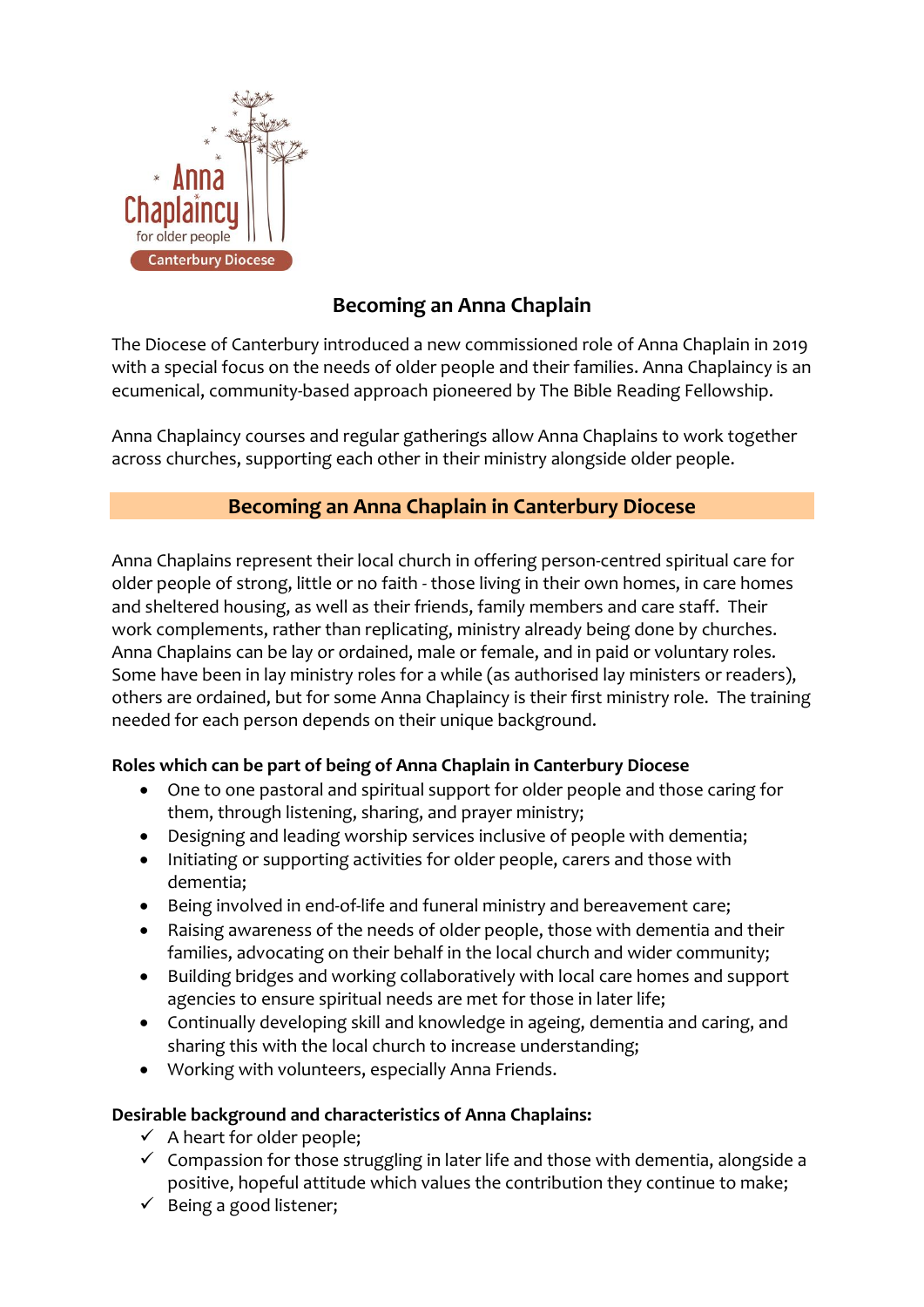Anna Chaplaincy for older people

Canterbury Diocese

# Becoming an Anna Chaplain

The Diocese of Canterbury introduced a new commissioned role of Anna Chaplain in 2019 with a special focus on the needs of older people and their families. Anna Chaplaincy is an ecumenical, community-based approach pioneered by The Bible Reading Fellowship.

Anna Chaplaincy courses and regular gatherings allow Anna Chaplains to work together across churches, supporting each other in their ministry alongside older people.

## Becoming an Anna Chaplain in Canterbury Diocese

Anna Chaplains represent their local church in offering person-centred spiritual care for older people of strong, little or no faith - those living in their own homes, in care homes and sheltered housing, as well as their friends, family members and care staff. Their work complements, rather than replicating, ministry already being done by churches. Anna Chaplains can be lay or ordained, male or female, and in paid or voluntary roles. Some have been in lay ministry roles for a while (as authorised lay ministers or readers), others are ordained, but for some Anna Chaplaincy is their first ministry role. The training needed for each person depends on their unique background.

**Roles which can be part of being of Anna Chaplain in Canterbury Diocese**

- One to one pastoral and spiritual support for older people and those caring for them, through listening, sharing, and prayer ministry;
- Designing and leading worship services inclusive of people with dementia;
- Initiating or supporting activities for older people, carers and those with dementia;
- Being involved in end-of-life and funeral ministry and bereavement care;
- Raising awareness of the needs of older people, those with dementia and their families, advocating on their behalf in the local church and wider community;
- Building bridges and working collaboratively with local care homes and support agencies to ensure spiritual needs are met for those in later life;
- Continually developing skill and knowledge in ageing, dementia and caring, and sharing this with the local church to increase understanding;
- Working with volunteers, especially Anna Friends.

**Desirable background and characteristics of Anna Chaplains:**

- ✓ A heart for older people;
- ✓ Compassion for those struggling in later life and those with dementia, alongside a positive, hopeful attitude which values the contribution they continue to make;
- ✓ Being a good listener;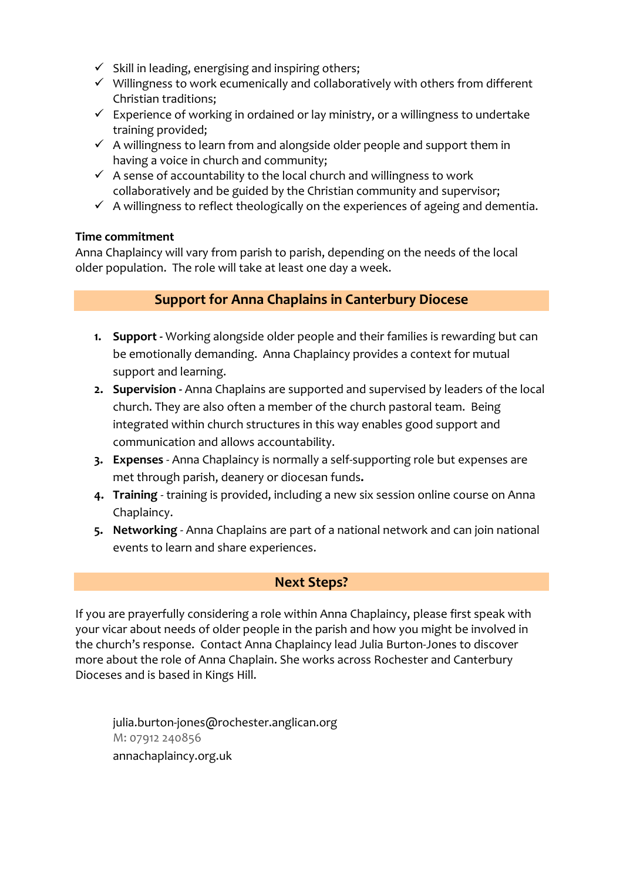- ✓ Skill in leading, energising and inspiring others;
- ✓ Willingness to work ecumenically and collaboratively with others from different Christian traditions;
- ✓ Experience of working in ordained or lay ministry, or a willingness to undertake training provided;
- ✓ A willingness to learn from and alongside older people and support them in having a voice in church and community;
- ✓ A sense of accountability to the local church and willingness to work collaboratively and be guided by the Christian community and supervisor;
- ✓ A willingness to reflect theologically on the experiences of ageing and dementia.

**Time commitment**

Anna Chaplaincy will vary from parish to parish, depending on the needs of the local older population. The role will take at least one day a week.

## Support for Anna Chaplains in Canterbury Diocese

1. **Support -** Working alongside older people and their families is rewarding but can be emotionally demanding. Anna Chaplaincy provides a context for mutual support and learning.
2. **Supervision** - Anna Chaplains are supported and supervised by leaders of the local church. They are also often a member of the church pastoral team. Being integrated within church structures in this way enables good support and communication and allows accountability.
3. **Expenses** - Anna Chaplaincy is normally a self-supporting role but expenses are met through parish, deanery or diocesan funds**.**
4. **Training** - training is provided, including a new six session online course on Anna Chaplaincy.
5. **Networking** - Anna Chaplains are part of a national network and can join national events to learn and share experiences.

## Next Steps?

If you are prayerfully considering a role within Anna Chaplaincy, please first speak with your vicar about needs of older people in the parish and how you might be involved in the church's response. Contact Anna Chaplaincy lead Julia Burton-Jones to discover more about the role of Anna Chaplain. She works across Rochester and Canterbury Dioceses and is based in Kings Hill.

julia.burton-jones@rochester.anglican.org
M: 07912 240856
annachaplaincy.org.uk